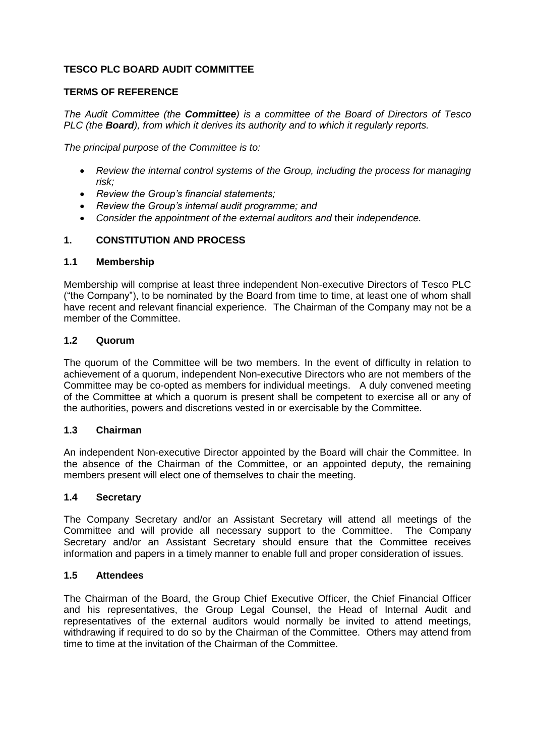# TESCO PLC BOARD AUDIT COMMITTEE

## TERMS OF REFERENCE

*The Audit Committee (the **Committee**) is a committee of the Board of Directors of Tesco PLC (the **Board**), from which it derives its authority and to which it regularly reports.*

*The principal purpose of the Committee is to:*

- *Review the internal control systems of the Group, including the process for managing risk;*
- *Review the Group's financial statements;*
- *Review the Group's internal audit programme; and*
- *Consider the appointment of the external auditors and* their *independence.*

## 1. CONSTITUTION AND PROCESS

### 1.1 Membership

Membership will comprise at least three independent Non-executive Directors of Tesco PLC ("the Company"), to be nominated by the Board from time to time, at least one of whom shall have recent and relevant financial experience. The Chairman of the Company may not be a member of the Committee.

### 1.2 Quorum

The quorum of the Committee will be two members. In the event of difficulty in relation to achievement of a quorum, independent Non-executive Directors who are not members of the Committee may be co-opted as members for individual meetings. A duly convened meeting of the Committee at which a quorum is present shall be competent to exercise all or any of the authorities, powers and discretions vested in or exercisable by the Committee.

### 1.3 Chairman

An independent Non-executive Director appointed by the Board will chair the Committee. In the absence of the Chairman of the Committee, or an appointed deputy, the remaining members present will elect one of themselves to chair the meeting.

### 1.4 Secretary

The Company Secretary and/or an Assistant Secretary will attend all meetings of the Committee and will provide all necessary support to the Committee. The Company Secretary and/or an Assistant Secretary should ensure that the Committee receives information and papers in a timely manner to enable full and proper consideration of issues.

### 1.5 Attendees

The Chairman of the Board, the Group Chief Executive Officer, the Chief Financial Officer and his representatives, the Group Legal Counsel, the Head of Internal Audit and representatives of the external auditors would normally be invited to attend meetings, withdrawing if required to do so by the Chairman of the Committee. Others may attend from time to time at the invitation of the Chairman of the Committee.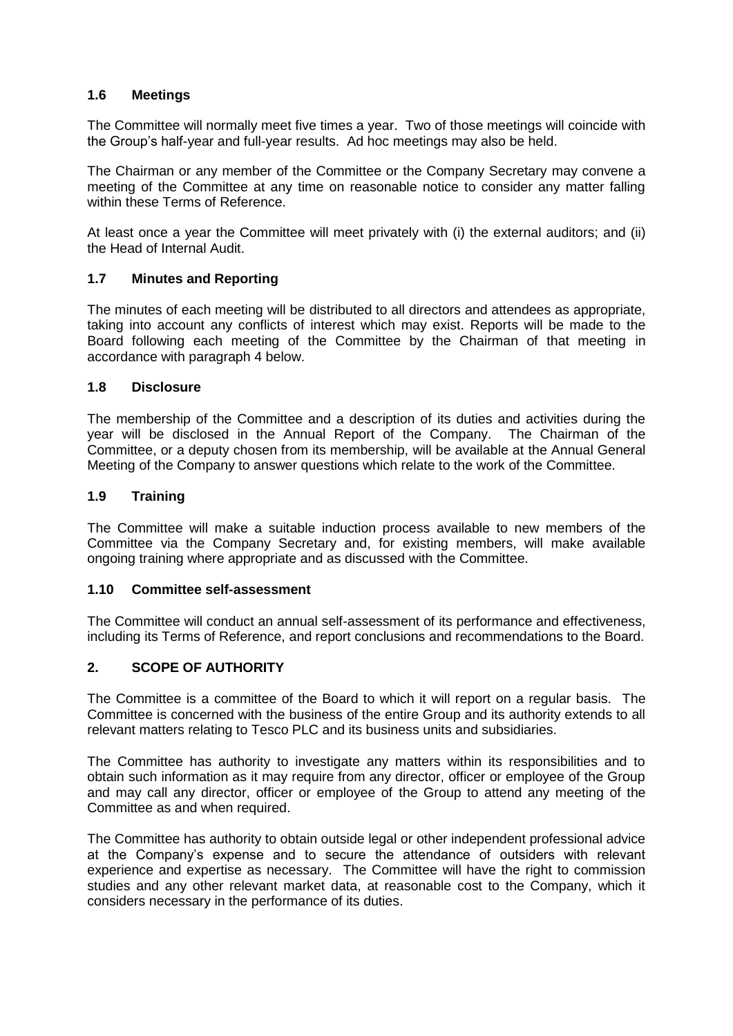### 1.6 Meetings

The Committee will normally meet five times a year. Two of those meetings will coincide with the Group's half-year and full-year results. Ad hoc meetings may also be held.

The Chairman or any member of the Committee or the Company Secretary may convene a meeting of the Committee at any time on reasonable notice to consider any matter falling within these Terms of Reference.

At least once a year the Committee will meet privately with (i) the external auditors; and (ii) the Head of Internal Audit.

### 1.7 Minutes and Reporting

The minutes of each meeting will be distributed to all directors and attendees as appropriate, taking into account any conflicts of interest which may exist. Reports will be made to the Board following each meeting of the Committee by the Chairman of that meeting in accordance with paragraph 4 below.

### 1.8 Disclosure

The membership of the Committee and a description of its duties and activities during the year will be disclosed in the Annual Report of the Company. The Chairman of the Committee, or a deputy chosen from its membership, will be available at the Annual General Meeting of the Company to answer questions which relate to the work of the Committee.

### 1.9 Training

The Committee will make a suitable induction process available to new members of the Committee via the Company Secretary and, for existing members, will make available ongoing training where appropriate and as discussed with the Committee.

### 1.10 Committee self-assessment

The Committee will conduct an annual self-assessment of its performance and effectiveness, including its Terms of Reference, and report conclusions and recommendations to the Board.

## 2. SCOPE OF AUTHORITY

The Committee is a committee of the Board to which it will report on a regular basis. The Committee is concerned with the business of the entire Group and its authority extends to all relevant matters relating to Tesco PLC and its business units and subsidiaries.

The Committee has authority to investigate any matters within its responsibilities and to obtain such information as it may require from any director, officer or employee of the Group and may call any director, officer or employee of the Group to attend any meeting of the Committee as and when required.

The Committee has authority to obtain outside legal or other independent professional advice at the Company's expense and to secure the attendance of outsiders with relevant experience and expertise as necessary. The Committee will have the right to commission studies and any other relevant market data, at reasonable cost to the Company, which it considers necessary in the performance of its duties.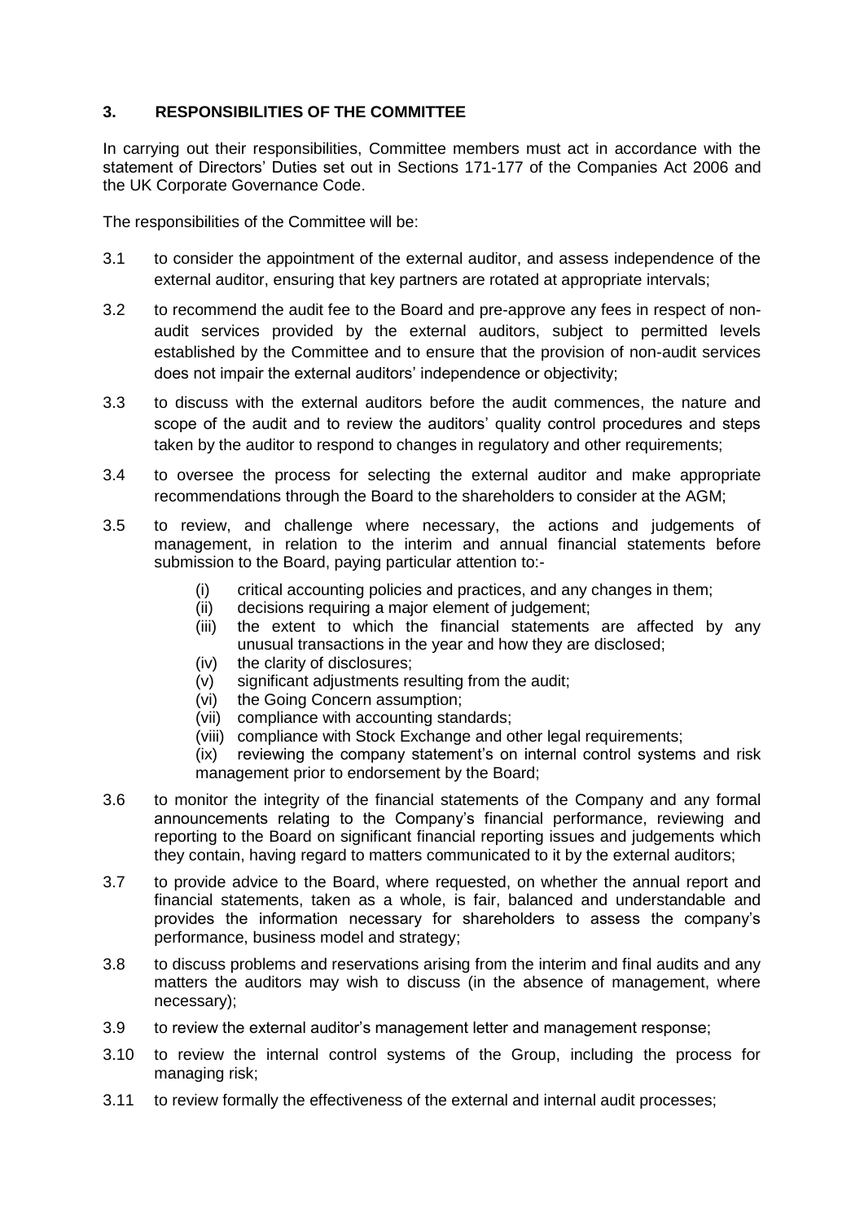## 3. RESPONSIBILITIES OF THE COMMITTEE

In carrying out their responsibilities, Committee members must act in accordance with the statement of Directors' Duties set out in Sections 171-177 of the Companies Act 2006 and the UK Corporate Governance Code.

The responsibilities of the Committee will be:

3.1 to consider the appointment of the external auditor, and assess independence of the external auditor, ensuring that key partners are rotated at appropriate intervals;

3.2 to recommend the audit fee to the Board and pre-approve any fees in respect of non-audit services provided by the external auditors, subject to permitted levels established by the Committee and to ensure that the provision of non-audit services does not impair the external auditors' independence or objectivity;

3.3 to discuss with the external auditors before the audit commences, the nature and scope of the audit and to review the auditors' quality control procedures and steps taken by the auditor to respond to changes in regulatory and other requirements;

3.4 to oversee the process for selecting the external auditor and make appropriate recommendations through the Board to the shareholders to consider at the AGM;

3.5 to review, and challenge where necessary, the actions and judgements of management, in relation to the interim and annual financial statements before submission to the Board, paying particular attention to:-

- (i) critical accounting policies and practices, and any changes in them;
- (ii) decisions requiring a major element of judgement;
- (iii) the extent to which the financial statements are affected by any unusual transactions in the year and how they are disclosed;
- (iv) the clarity of disclosures;
- (v) significant adjustments resulting from the audit;
- (vi) the Going Concern assumption;
- (vii) compliance with accounting standards;
- (viii) compliance with Stock Exchange and other legal requirements;
- (ix) reviewing the company statement's on internal control systems and risk management prior to endorsement by the Board;

3.6 to monitor the integrity of the financial statements of the Company and any formal announcements relating to the Company's financial performance, reviewing and reporting to the Board on significant financial reporting issues and judgements which they contain, having regard to matters communicated to it by the external auditors;

3.7 to provide advice to the Board, where requested, on whether the annual report and financial statements, taken as a whole, is fair, balanced and understandable and provides the information necessary for shareholders to assess the company's performance, business model and strategy;

3.8 to discuss problems and reservations arising from the interim and final audits and any matters the auditors may wish to discuss (in the absence of management, where necessary);

3.9 to review the external auditor's management letter and management response;

3.10 to review the internal control systems of the Group, including the process for managing risk;

3.11 to review formally the effectiveness of the external and internal audit processes;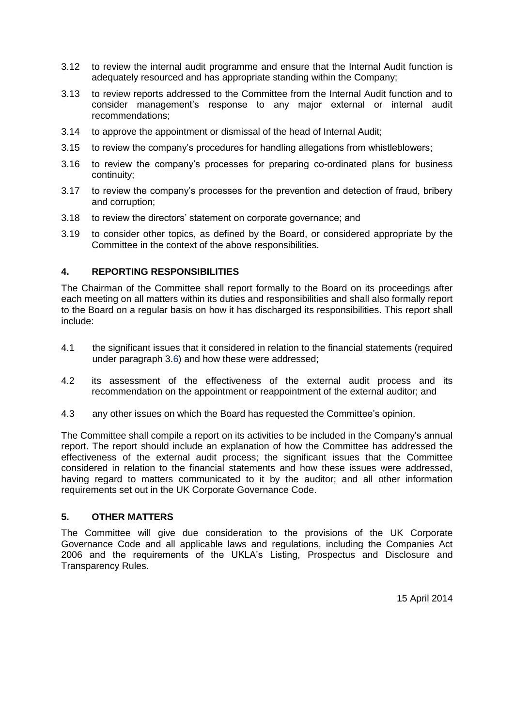3.12 to review the internal audit programme and ensure that the Internal Audit function is adequately resourced and has appropriate standing within the Company;

3.13 to review reports addressed to the Committee from the Internal Audit function and to consider management's response to any major external or internal audit recommendations;

3.14 to approve the appointment or dismissal of the head of Internal Audit;

3.15 to review the company's procedures for handling allegations from whistleblowers;

3.16 to review the company's processes for preparing co-ordinated plans for business continuity;

3.17 to review the company's processes for the prevention and detection of fraud, bribery and corruption;

3.18 to review the directors' statement on corporate governance; and

3.19 to consider other topics, as defined by the Board, or considered appropriate by the Committee in the context of the above responsibilities.

## 4. REPORTING RESPONSIBILITIES

The Chairman of the Committee shall report formally to the Board on its proceedings after each meeting on all matters within its duties and responsibilities and shall also formally report to the Board on a regular basis on how it has discharged its responsibilities. This report shall include:

4.1 the significant issues that it considered in relation to the financial statements (required under paragraph 3.6) and how these were addressed;

4.2 its assessment of the effectiveness of the external audit process and its recommendation on the appointment or reappointment of the external auditor; and

4.3 any other issues on which the Board has requested the Committee's opinion.

The Committee shall compile a report on its activities to be included in the Company's annual report. The report should include an explanation of how the Committee has addressed the effectiveness of the external audit process; the significant issues that the Committee considered in relation to the financial statements and how these issues were addressed, having regard to matters communicated to it by the auditor; and all other information requirements set out in the UK Corporate Governance Code.

## 5. OTHER MATTERS

The Committee will give due consideration to the provisions of the UK Corporate Governance Code and all applicable laws and regulations, including the Companies Act 2006 and the requirements of the UKLA's Listing, Prospectus and Disclosure and Transparency Rules.

15 April 2014